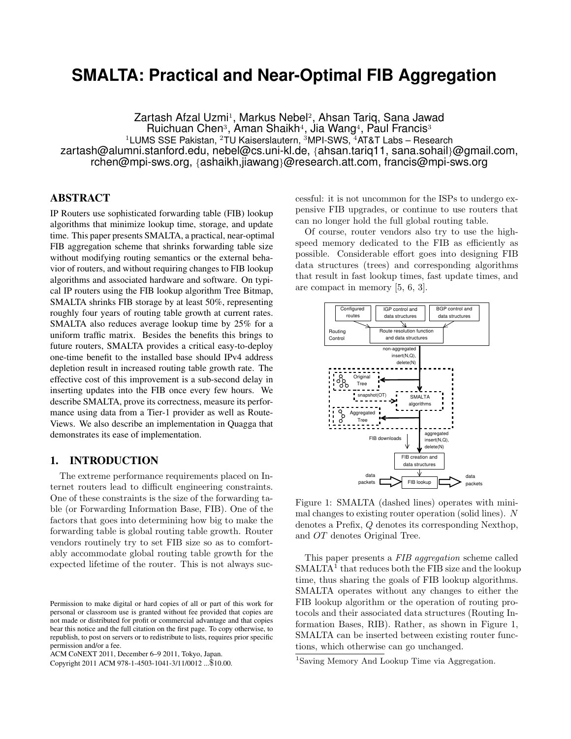# SMALTA: Practical and Near-Optimal FIB Aggregation

Zartash Afzal Uzmi[1], Markus Nebel[2], Ahsan Tariq, Sana Jawad
Ruichuan Chen[3], Aman Shaikh[4], Jia Wang[4], Paul Francis[3]
[1]LUMS SSE Pakistan, [2]TU Kaiserslautern, [3]MPI-SWS, [4]AT&T Labs – Research
zartash@alumni.stanford.edu, nebel@cs.uni-kl.de, {ahsan.tariq11, sana.sohail}@gmail.com,
rchen@mpi-sws.org, {ashaikh,jiawang}@research.att.com, francis@mpi-sws.org

## ABSTRACT

IP Routers use sophisticated forwarding table (FIB) lookup algorithms that minimize lookup time, storage, and update time. This paper presents SMALTA, a practical, near-optimal FIB aggregation scheme that shrinks forwarding table size without modifying routing semantics or the external behavior of routers, and without requiring changes to FIB lookup algorithms and associated hardware and software. On typical IP routers using the FIB lookup algorithm Tree Bitmap, SMALTA shrinks FIB storage by at least 50%, representing roughly four years of routing table growth at current rates. SMALTA also reduces average lookup time by 25% for a uniform traffic matrix. Besides the benefits this brings to future routers, SMALTA provides a critical easy-to-deploy one-time benefit to the installed base should IPv4 address depletion result in increased routing table growth rate. The effective cost of this improvement is a sub-second delay in inserting updates into the FIB once every few hours. We describe SMALTA, prove its correctness, measure its performance using data from a Tier-1 provider as well as Route-Views. We also describe an implementation in Quagga that demonstrates its ease of implementation.

## 1. INTRODUCTION

The extreme performance requirements placed on Internet routers lead to difficult engineering constraints. One of these constraints is the size of the forwarding table (or Forwarding Information Base, FIB). One of the factors that goes into determining how big to make the forwarding table is global routing table growth. Router vendors routinely try to set FIB size so as to comfortably accommodate global routing table growth for the expected lifetime of the router. This is not always successful: it is not uncommon for the ISPs to undergo expensive FIB upgrades, or continue to use routers that can no longer hold the full global routing table.

Of course, router vendors also try to use the high-speed memory dedicated to the FIB as efficiently as possible. Considerable effort goes into designing FIB data structures (trees) and corresponding algorithms that result in fast lookup times, fast update times, and are compact in memory [5, 6, 3].

Configured routes | IGP control and data structures | BGP control and data structures | Routing Control | Route resolution function and data structures | non-aggregated insert(N,Q), delete(N) | Original Tree | snapshot(OT) | SMALTA algorithms | Aggregated Tree | FIB downloads | aggregated insert(N,Q), delete(N) | FIB creation and data structures | data packets | FIB lookup | data packets

Figure 1: SMALTA (dashed lines) operates with minimal changes to existing router operation (solid lines). $N$ denotes a Prefix, $Q$ denotes its corresponding Nexthop, and $OT$ denotes Original Tree.

This paper presents a *FIB aggregation* scheme called SMALTA[1] that reduces both the FIB size and the lookup time, thus sharing the goals of FIB lookup algorithms. SMALTA operates without any changes to either the FIB lookup algorithm or the operation of routing protocols and their associated data structures (Routing Information Bases, RIB). Rather, as shown in Figure 1, SMALTA can be inserted between existing router functions, which otherwise can go unchanged.

[1]Saving Memory And Lookup Time via Aggregation.

Permission to make digital or hard copies of all or part of this work for personal or classroom use is granted without fee provided that copies are not made or distributed for profit or commercial advantage and that copies bear this notice and the full citation on the first page. To copy otherwise, to republish, to post on servers or to redistribute to lists, requires prior specific permission and/or a fee.
ACM CoNEXT 2011, December 6–9 2011, Tokyo, Japan.
Copyright 2011 ACM 978-1-4503-1041-3/11/0012 ...$10.00.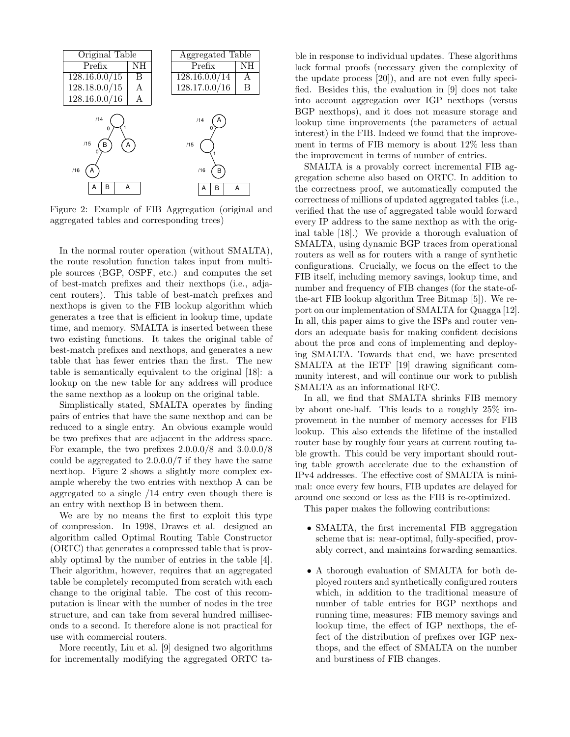| Original Table | |
|---|---|
| Prefix | NH |
| 128.16.0.0/15 | B |
| 128.18.0.0/15 | A |
| 128.16.0.0/16 | A |

| Aggregated Table | |
|---|---|
| Prefix | NH |
| 128.16.0.0/14 | A |
| 128.17.0.0/16 | B |

Figure 2: Example of FIB Aggregation (original and aggregated tables and corresponding trees)

In the normal router operation (without SMALTA), the route resolution function takes input from multiple sources (BGP, OSPF, etc.) and computes the set of best-match prefixes and their nexthops (i.e., adjacent routers). This table of best-match prefixes and nexthops is given to the FIB lookup algorithm which generates a tree that is efficient in lookup time, update time, and memory. SMALTA is inserted between these two existing functions. It takes the original table of best-match prefixes and nexthops, and generates a new table that has fewer entries than the first. The new table is semantically equivalent to the original [18]: a lookup on the new table for any address will produce the same nexthop as a lookup on the original table.

Simplistically stated, SMALTA operates by finding pairs of entries that have the same nexthop and can be reduced to a single entry. An obvious example would be two prefixes that are adjacent in the address space. For example, the two prefixes 2.0.0.0/8 and 3.0.0.0/8 could be aggregated to 2.0.0.0/7 if they have the same nexthop. Figure 2 shows a slightly more complex example whereby the two entries with nexthop A can be aggregated to a single /14 entry even though there is an entry with nexthop B in between them.

We are by no means the first to exploit this type of compression. In 1998, Draves et al. designed an algorithm called Optimal Routing Table Constructor (ORTC) that generates a compressed table that is provably optimal by the number of entries in the table [4]. Their algorithm, however, requires that an aggregated table be completely recomputed from scratch with each change to the original table. The cost of this recomputation is linear with the number of nodes in the tree structure, and can take from several hundred milliseconds to a second. It therefore alone is not practical for use with commercial routers.

More recently, Liu et al. [9] designed two algorithms for incrementally modifying the aggregated ORTC table in response to individual updates. These algorithms lack formal proofs (necessary given the complexity of the update process [20]), and are not even fully specified. Besides this, the evaluation in [9] does not take into account aggregation over IGP nexthops (versus BGP nexthops), and it does not measure storage and lookup time improvements (the parameters of actual interest) in the FIB. Indeed we found that the improvement in terms of FIB memory is about 12% less than the improvement in terms of number of entries.

SMALTA is a provably correct incremental FIB aggregation scheme also based on ORTC. In addition to the correctness proof, we automatically computed the correctness of millions of updated aggregated tables (i.e., verified that the use of aggregated table would forward every IP address to the same nexthop as with the original table [18].) We provide a thorough evaluation of SMALTA, using dynamic BGP traces from operational routers as well as for routers with a range of synthetic configurations. Crucially, we focus on the effect to the FIB itself, including memory savings, lookup time, and number and frequency of FIB changes (for the state-of-the-art FIB lookup algorithm Tree Bitmap [5]). We report on our implementation of SMALTA for Quagga [12]. In all, this paper aims to give the ISPs and router vendors an adequate basis for making confident decisions about the pros and cons of implementing and deploying SMALTA. Towards that end, we have presented SMALTA at the IETF [19] drawing significant community interest, and will continue our work to publish SMALTA as an informational RFC.

In all, we find that SMALTA shrinks FIB memory by about one-half. This leads to a roughly 25% improvement in the number of memory accesses for FIB lookup. This also extends the lifetime of the installed router base by roughly four years at current routing table growth. This could be very important should routing table growth accelerate due to the exhaustion of IPv4 addresses. The effective cost of SMALTA is minimal: once every few hours, FIB updates are delayed for around one second or less as the FIB is re-optimized.

This paper makes the following contributions:

- SMALTA, the first incremental FIB aggregation scheme that is: near-optimal, fully-specified, provably correct, and maintains forwarding semantics.
- A thorough evaluation of SMALTA for both deployed routers and synthetically configured routers which, in addition to the traditional measure of number of table entries for BGP nexthops and running time, measures: FIB memory savings and lookup time, the effect of IGP nexthops, the effect of the distribution of prefixes over IGP nexthops, and the effect of SMALTA on the number and burstiness of FIB changes.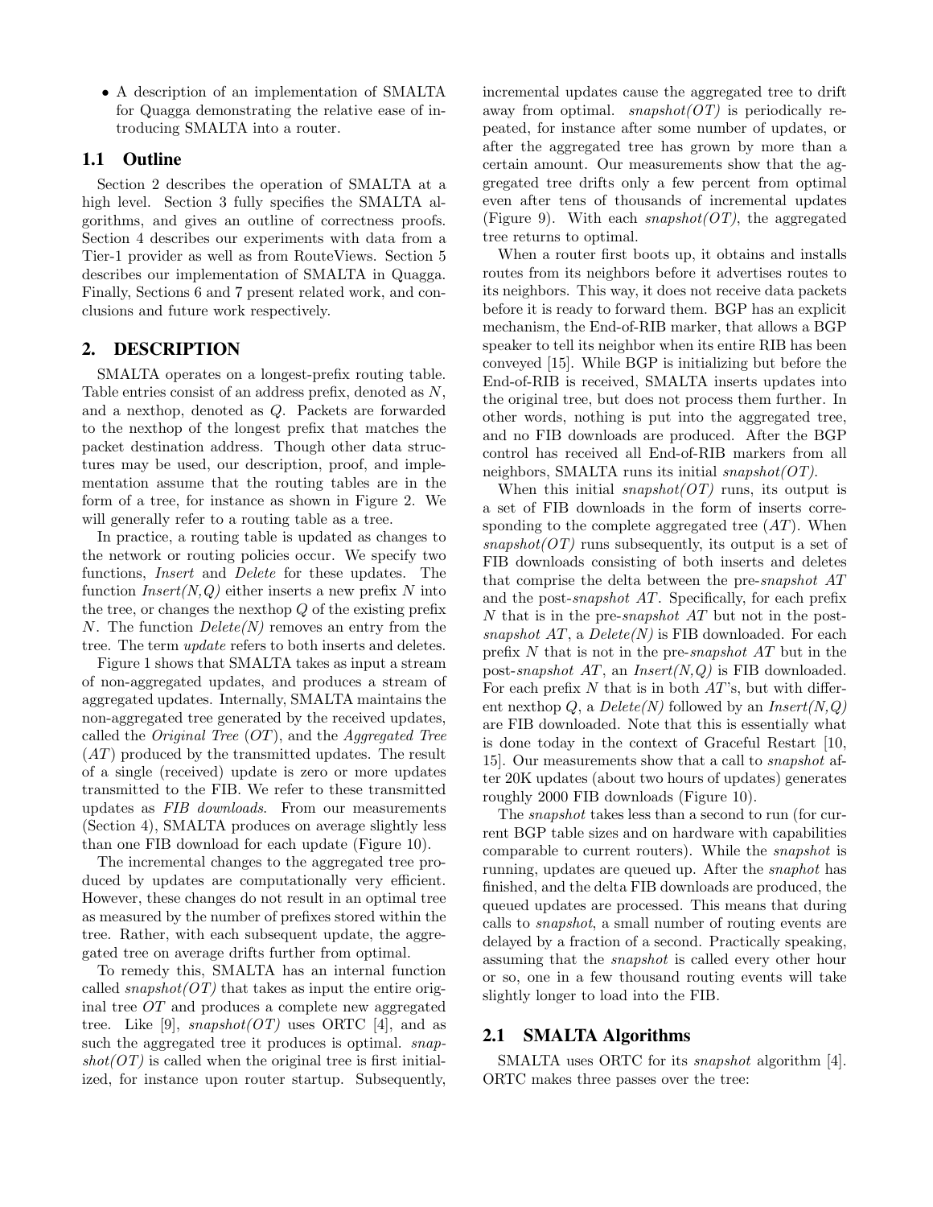- A description of an implementation of SMALTA for Quagga demonstrating the relative ease of introducing SMALTA into a router.

## 1.1 Outline

Section 2 describes the operation of SMALTA at a high level. Section 3 fully specifies the SMALTA algorithms, and gives an outline of correctness proofs. Section 4 describes our experiments with data from a Tier-1 provider as well as from RouteViews. Section 5 describes our implementation of SMALTA in Quagga. Finally, Sections 6 and 7 present related work, and conclusions and future work respectively.

# 2. DESCRIPTION

SMALTA operates on a longest-prefix routing table. Table entries consist of an address prefix, denoted as $N$, and a nexthop, denoted as $Q$. Packets are forwarded to the nexthop of the longest prefix that matches the packet destination address. Though other data structures may be used, our description, proof, and implementation assume that the routing tables are in the form of a tree, for instance as shown in Figure 2. We will generally refer to a routing table as a tree.

In practice, a routing table is updated as changes to the network or routing policies occur. We specify two functions, *Insert* and *Delete* for these updates. The function *Insert(N,Q)* either inserts a new prefix $N$ into the tree, or changes the nexthop $Q$ of the existing prefix $N$. The function *Delete(N)* removes an entry from the tree. The term *update* refers to both inserts and deletes.

Figure 1 shows that SMALTA takes as input a stream of non-aggregated updates, and produces a stream of aggregated updates. Internally, SMALTA maintains the non-aggregated tree generated by the received updates, called the *Original Tree* (*OT*), and the *Aggregated Tree* (*AT*) produced by the transmitted updates. The result of a single (received) update is zero or more updates transmitted to the FIB. We refer to these transmitted updates as *FIB downloads*. From our measurements (Section 4), SMALTA produces on average slightly less than one FIB download for each update (Figure 10).

The incremental changes to the aggregated tree produced by updates are computationally very efficient. However, these changes do not result in an optimal tree as measured by the number of prefixes stored within the tree. Rather, with each subsequent update, the aggregated tree on average drifts further from optimal.

To remedy this, SMALTA has an internal function called *snapshot(OT)* that takes as input the entire original tree *OT* and produces a complete new aggregated tree. Like [9], *snapshot(OT)* uses ORTC [4], and as such the aggregated tree it produces is optimal. *snapshot(OT)* is called when the original tree is first initialized, for instance upon router startup. Subsequently, incremental updates cause the aggregated tree to drift away from optimal. *snapshot(OT)* is periodically repeated, for instance after some number of updates, or after the aggregated tree has grown by more than a certain amount. Our measurements show that the aggregated tree drifts only a few percent from optimal even after tens of thousands of incremental updates (Figure 9). With each *snapshot(OT)*, the aggregated tree returns to optimal.

When a router first boots up, it obtains and installs routes from its neighbors before it advertises routes to its neighbors. This way, it does not receive data packets before it is ready to forward them. BGP has an explicit mechanism, the End-of-RIB marker, that allows a BGP speaker to tell its neighbor when its entire RIB has been conveyed [15]. While BGP is initializing but before the End-of-RIB is received, SMALTA inserts updates into the original tree, but does not process them further. In other words, nothing is put into the aggregated tree, and no FIB downloads are produced. After the BGP control has received all End-of-RIB markers from all neighbors, SMALTA runs its initial *snapshot(OT)*.

When this initial *snapshot(OT)* runs, its output is a set of FIB downloads in the form of inserts corresponding to the complete aggregated tree (*AT*). When *snapshot(OT)* runs subsequently, its output is a set of FIB downloads consisting of both inserts and deletes that comprise the delta between the pre-*snapshot AT* and the post-*snapshot AT*. Specifically, for each prefix $N$ that is in the pre-*snapshot AT* but not in the post-*snapshot AT*, a *Delete(N)* is FIB downloaded. For each prefix $N$ that is not in the pre-*snapshot AT* but in the post-*snapshot AT*, an *Insert(N,Q)* is FIB downloaded. For each prefix $N$ that is in both *AT*'s, but with different nexthop $Q$, a *Delete(N)* followed by an *Insert(N,Q)* are FIB downloaded. Note that this is essentially what is done today in the context of Graceful Restart [10, 15]. Our measurements show that a call to *snapshot* after 20K updates (about two hours of updates) generates roughly 2000 FIB downloads (Figure 10).

The *snapshot* takes less than a second to run (for current BGP table sizes and on hardware with capabilities comparable to current routers). While the *snapshot* is running, updates are queued up. After the *snaphot* has finished, and the delta FIB downloads are produced, the queued updates are processed. This means that during calls to *snapshot*, a small number of routing events are delayed by a fraction of a second. Practically speaking, assuming that the *snapshot* is called every other hour or so, one in a few thousand routing events will take slightly longer to load into the FIB.

## 2.1 SMALTA Algorithms

SMALTA uses ORTC for its *snapshot* algorithm [4]. ORTC makes three passes over the tree: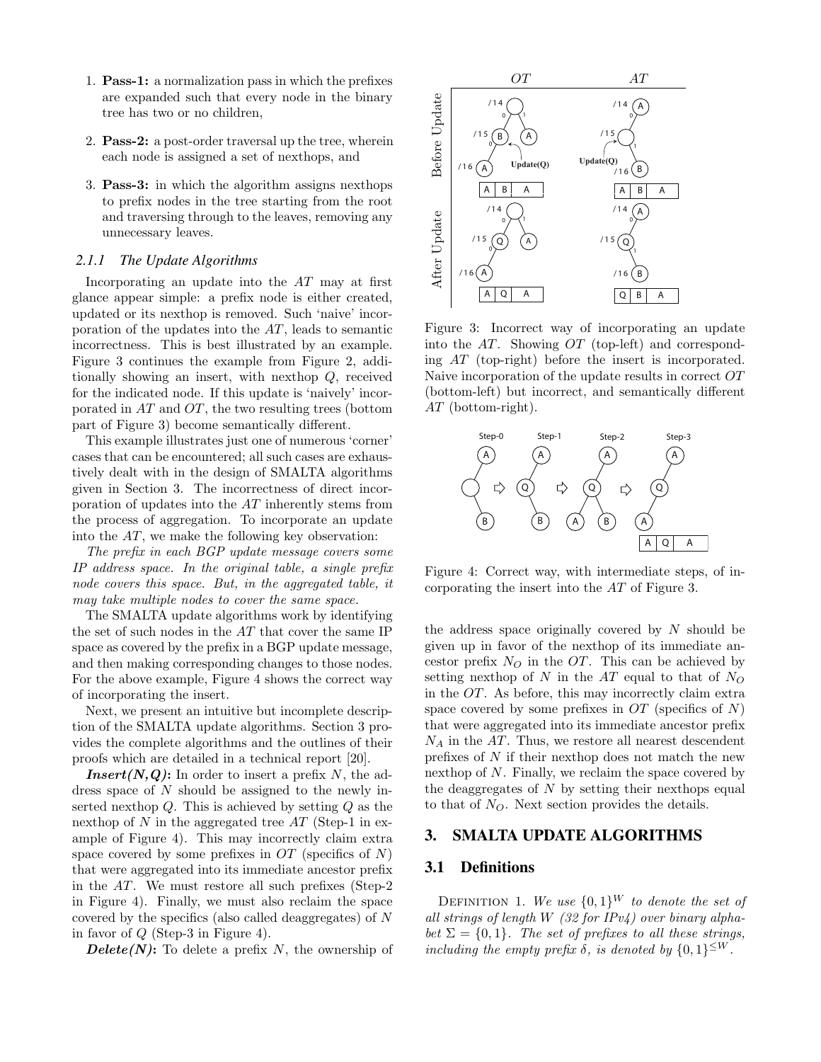1. **Pass-1:** a normalization pass in which the prefixes are expanded such that every node in the binary tree has two or no children,
2. **Pass-2:** a post-order traversal up the tree, wherein each node is assigned a set of nexthops, and
3. **Pass-3:** in which the algorithm assigns nexthops to prefix nodes in the tree starting from the root and traversing through to the leaves, removing any unnecessary leaves.

#### *2.1.1 The Update Algorithms*

Incorporating an update into the $AT$ may at first glance appear simple: a prefix node is either created, updated or its nexthop is removed. Such 'naive' incorporation of the updates into the $AT$, leads to semantic incorrectness. This is best illustrated by an example. Figure 3 continues the example from Figure 2, additionally showing an insert, with nexthop $Q$, received for the indicated node. If this update is 'naively' incorporated in $AT$ and $OT$, the two resulting trees (bottom part of Figure 3) become semantically different.

This example illustrates just one of numerous 'corner' cases that can be encountered; all such cases are exhaustively dealt with in the design of SMALTA algorithms given in Section 3. The incorrectness of direct incorporation of updates into the $AT$ inherently stems from the process of aggregation. To incorporate an update into the $AT$, we make the following key observation:

*The prefix in each BGP update message covers some IP address space. In the original table, a single prefix node covers this space. But, in the aggregated table, it may take multiple nodes to cover the same space.*

The SMALTA update algorithms work by identifying the set of such nodes in the $AT$ that cover the same IP space as covered by the prefix in a BGP update message, and then making corresponding changes to those nodes. For the above example, Figure 4 shows the correct way of incorporating the insert.

Next, we present an intuitive but incomplete description of the SMALTA update algorithms. Section 3 provides the complete algorithms and the outlines of their proofs which are detailed in a technical report [20].

***Insert(N,Q):*** In order to insert a prefix $N$, the address space of $N$ should be assigned to the newly inserted nexthop $Q$. This is achieved by setting $Q$ as the nexthop of $N$ in the aggregated tree $AT$ (Step-1 in example of Figure 4). This may incorrectly claim extra space covered by some prefixes in $OT$ (specifics of $N$) that were aggregated into its immediate ancestor prefix in the $AT$. We must restore all such prefixes (Step-2 in Figure 4). Finally, we must also reclaim the space covered by the specifics (also called deaggregates) of $N$ in favor of $Q$ (Step-3 in Figure 4).

***Delete(N):*** To delete a prefix $N$, the ownership of the address space originally covered by $N$ should be given up in favor of the nexthop of its immediate ancestor prefix $N_O$ in the $OT$. This can be achieved by setting nexthop of $N$ in the $AT$ equal to that of $N_O$ in the $OT$. As before, this may incorrectly claim extra space covered by some prefixes in $OT$ (specifics of $N$) that were aggregated into its immediate ancestor prefix $N_A$ in the $AT$. Thus, we restore all nearest descendent prefixes of $N$ if their nexthop does not match the new nexthop of $N$. Finally, we reclaim the space covered by the deaggregates of $N$ by setting their nexthops equal to that of $N_O$. Next section provides the details.

Figure 3: Incorrect way of incorporating an update into the $AT$. Showing $OT$ (top-left) and corresponding $AT$ (top-right) before the insert is incorporated. Naive incorporation of the update results in correct $OT$ (bottom-left) but incorrect, and semantically different $AT$ (bottom-right).

Figure 4: Correct way, with intermediate steps, of incorporating the insert into the $AT$ of Figure 3.

## 3. SMALTA UPDATE ALGORITHMS

### 3.1 Definitions

Definition 1. *We use $\{0,1\}^W$ to denote the set of all strings of length $W$ (32 for IPv4) over binary alphabet $\Sigma = \{0,1\}$. The set of prefixes to all these strings, including the empty prefix $\delta$, is denoted by $\{0,1\}^{\leq W}$.*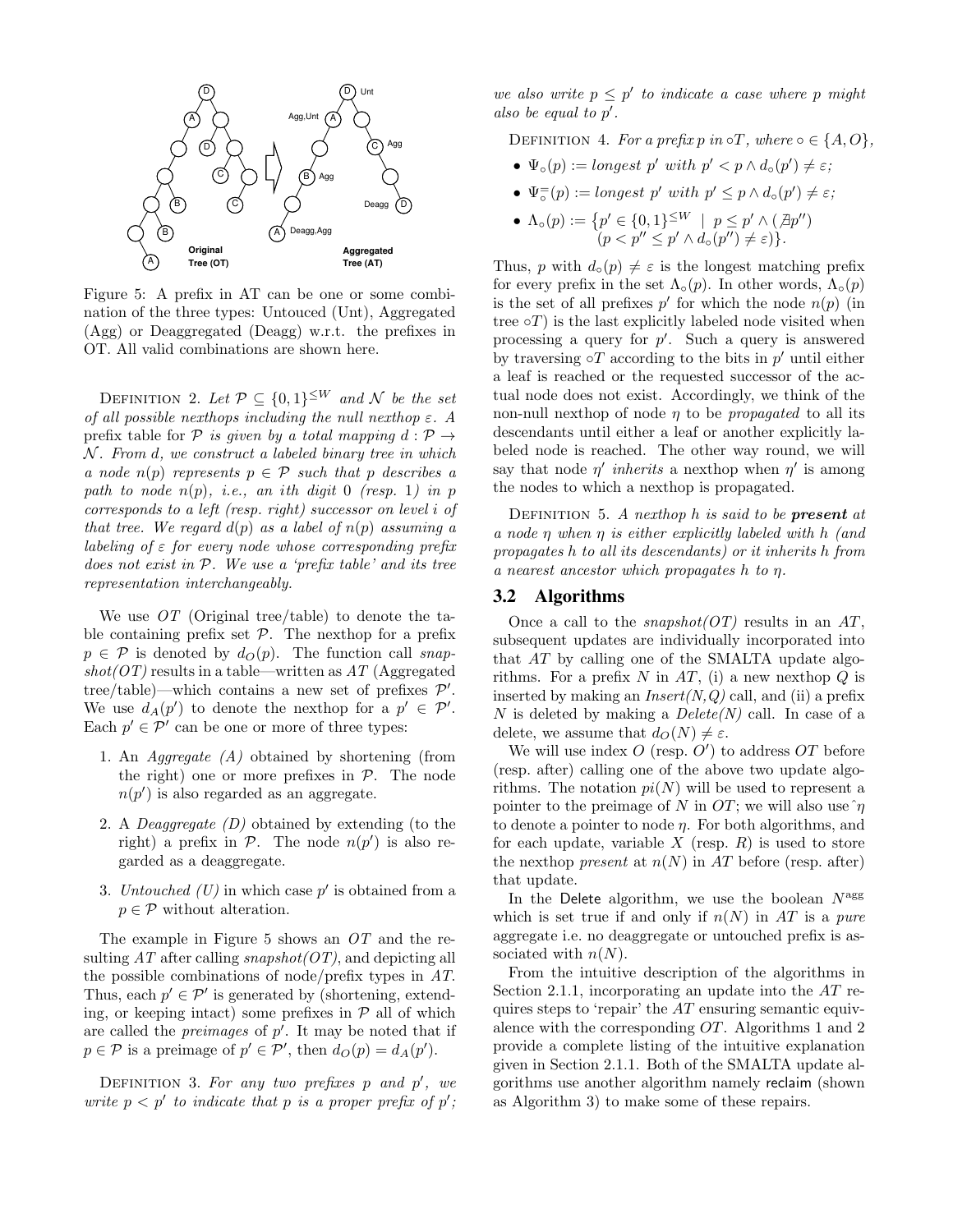Figure 5: A prefix in AT can be one or some combination of the three types: Untouced (Unt), Aggregated (Agg) or Deaggregated (Deagg) w.r.t. the prefixes in OT. All valid combinations are shown here.

Definition 2. *Let $\mathcal{P} \subseteq \{0,1\}^{\leq W}$ and $\mathcal{N}$ be the set of all possible nexthops including the null nexthop $\varepsilon$. A* prefix table for $\mathcal{P}$ *is given by a total mapping $d : \mathcal{P} \to \mathcal{N}$. From $d$, we construct a labeled binary tree in which a node $n(p)$ represents $p \in \mathcal{P}$ such that $p$ describes a path to node $n(p)$, i.e., an ith digit 0 (resp. 1) in $p$ corresponds to a left (resp. right) successor on level $i$ of that tree. We regard $d(p)$ as a label of $n(p)$ assuming a labeling of $\varepsilon$ for every node whose corresponding prefix does not exist in $\mathcal{P}$. We use a 'prefix table' and its tree representation interchangeably.*

We use $OT$ (Original tree/table) to denote the table containing prefix set $\mathcal{P}$. The nexthop for a prefix $p \in \mathcal{P}$ is denoted by $d_O(p)$. The function call *snapshot(OT)* results in a table—written as $AT$ (Aggregated tree/table)—which contains a new set of prefixes $\mathcal{P}'$. We use $d_A(p')$ to denote the nexthop for a $p' \in \mathcal{P}'$. Each $p' \in \mathcal{P}'$ can be one or more of three types:

1. An *Aggregate (A)* obtained by shortening (from the right) one or more prefixes in $\mathcal{P}$. The node $n(p')$ is also regarded as an aggregate.
2. A *Deaggregate (D)* obtained by extending (to the right) a prefix in $\mathcal{P}$. The node $n(p')$ is also regarded as a deaggregate.
3. *Untouched (U)* in which case $p'$ is obtained from a $p \in \mathcal{P}$ without alteration.

The example in Figure 5 shows an $OT$ and the resulting $AT$ after calling *snapshot(OT)*, and depicting all the possible combinations of node/prefix types in $AT$. Thus, each $p' \in \mathcal{P}'$ is generated by (shortening, extending, or keeping intact) some prefixes in $\mathcal{P}$ all of which are called the *preimages* of $p'$. It may be noted that if $p \in \mathcal{P}$ is a preimage of $p' \in \mathcal{P}'$, then $d_O(p) = d_A(p')$.

Definition 3. *For any two prefixes $p$ and $p'$, we write $p < p'$ to indicate that $p$ is a proper prefix of $p'$; we also write $p \leq p'$ to indicate a case where $p$ might also be equal to $p'$.*

Definition 4. *For a prefix $p$ in $\circ T$, where $\circ \in \{A, O\}$,*

- $\Psi_\circ(p) :=$ *longest $p'$ with $p' < p \wedge d_\circ(p') \neq \varepsilon$;*
- $\Psi_\circ^{=}(p) :=$ *longest $p'$ with $p' \leq p \wedge d_\circ(p') \neq \varepsilon$;*
- $\Lambda_\circ(p) := \{p' \in \{0,1\}^{\leq W} \mid p \leq p' \wedge (\nexists p'') (p < p'' \leq p' \wedge d_\circ(p'') \neq \varepsilon)\}$.

Thus, $p$ with $d_\circ(p) \neq \varepsilon$ is the longest matching prefix for every prefix in the set $\Lambda_\circ(p)$. In other words, $\Lambda_\circ(p)$ is the set of all prefixes $p'$ for which the node $n(p)$ (in tree $\circ T$) is the last explicitly labeled node visited when processing a query for $p'$. Such a query is answered by traversing $\circ T$ according to the bits in $p'$ until either a leaf is reached or the requested successor of the actual node does not exist. Accordingly, we think of the non-null nexthop of node $\eta$ to be *propagated* to all its descendants until either a leaf or another explicitly labeled node is reached. The other way round, we will say that node $\eta'$ *inherits* a nexthop when $\eta'$ is among the nodes to which a nexthop is propagated.

Definition 5. *A nexthop $h$ is said to be* ***present*** *at a node $\eta$ when $\eta$ is either explicitly labeled with $h$ (and propagates $h$ to all its descendants) or it inherits $h$ from a nearest ancestor which propagates $h$ to $\eta$.*

### 3.2 Algorithms

Once a call to the *snapshot(OT)* results in an $AT$, subsequent updates are individually incorporated into that $AT$ by calling one of the SMALTA update algorithms. For a prefix $N$ in $AT$, (i) a new nexthop $Q$ is inserted by making an *Insert(N,Q)* call, and (ii) a prefix $N$ is deleted by making a *Delete(N)* call. In case of a delete, we assume that $d_O(N) \neq \varepsilon$.

We will use index $O$ (resp. $O'$) to address $OT$ before (resp. after) calling one of the above two update algorithms. The notation $pi(N)$ will be used to represent a pointer to the preimage of $N$ in $OT$; we will also use $\hat{}\eta$ to denote a pointer to node $\eta$. For both algorithms, and for each update, variable $X$ (resp. $R$) is used to store the nexthop *present* at $n(N)$ in $AT$ before (resp. after) that update.

In the Delete algorithm, we use the boolean $N^{\text{agg}}$ which is set true if and only if $n(N)$ in $AT$ is a *pure* aggregate i.e. no deaggregate or untouched prefix is associated with $n(N)$.

From the intuitive description of the algorithms in Section 2.1.1, incorporating an update into the $AT$ requires steps to 'repair' the $AT$ ensuring semantic equivalence with the corresponding $OT$. Algorithms 1 and 2 provide a complete listing of the intuitive explanation given in Section 2.1.1. Both of the SMALTA update algorithms use another algorithm namely reclaim (shown as Algorithm 3) to make some of these repairs.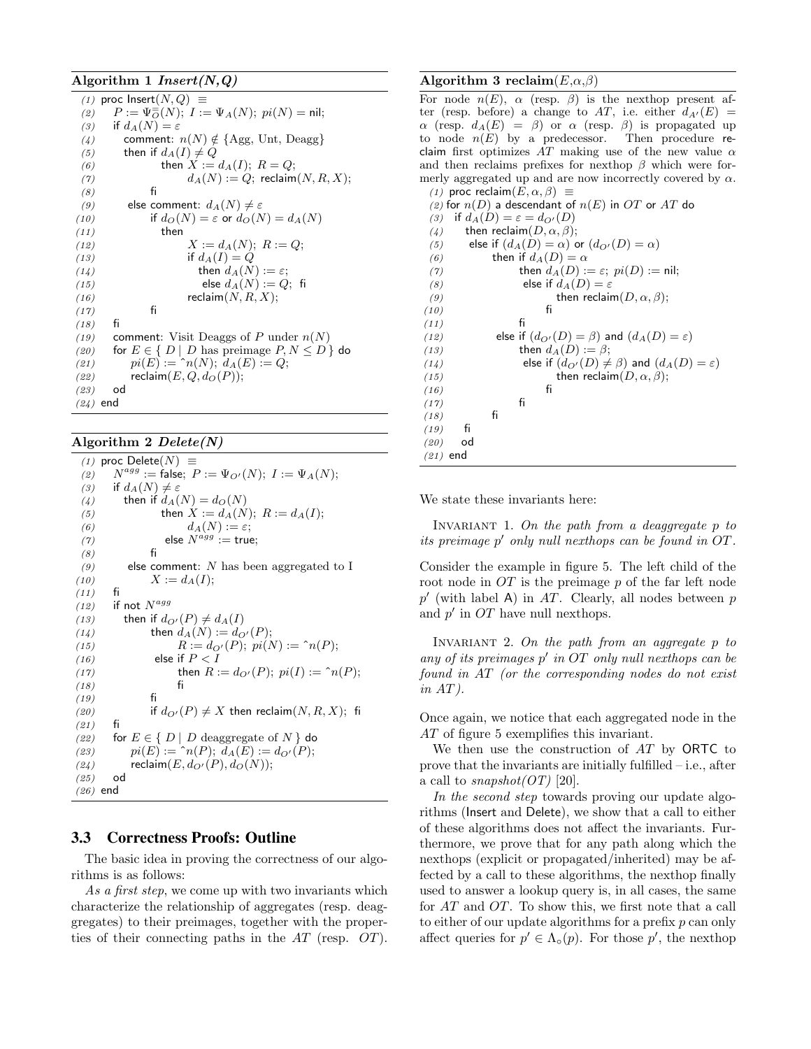**Algorithm 1** ***Insert(N,Q)***

```
(1)  proc Insert(N, Q) ≡
(2)    P := Ψ̄_Ō(N); I := Ψ_A(N); pi(N) = nil;
(3)    if d_A(N) = ε
(4)      comment: n(N) ∉ {Agg, Unt, Deagg}
(5)      then if d_A(I) ≠ Q
(6)             then X := d_A(I); R = Q;
(7)                  d_A(N) := Q; reclaim(N, R, X);
(8)           fi
(9)      else comment: d_A(N) ≠ ε
(10)          if d_O(N) = ε or d_O(N) = d_A(N)
(11)            then
(12)                 X := d_A(N); R := Q;
(13)                 if d_A(I) = Q
(14)                   then d_A(N) := ε;
(15)                   else d_A(N) := Q; fi
(16)                 reclaim(N, R, X);
(17)          fi
(18)   fi
(19)   comment: Visit Deaggs of P under n(N)
(20)   for E ∈ { D | D has preimage P, N ≤ D } do
(21)       pi(E) := ^n(N); d_A(E) := Q;
(22)       reclaim(E, Q, d_O(P));
(23)   od
(24) end
```

**Algorithm 2** ***Delete(N)***

```
(1)  proc Delete(N) ≡
(2)    N^agg := false; P := Ψ_O'(N); I := Ψ_A(N);
(3)    if d_A(N) ≠ ε
(4)      then if d_A(N) = d_O(N)
(5)             then X := d_A(N); R := d_A(I);
(6)                  d_A(N) := ε;
(7)             else N^agg := true;
(8)           fi
(9)      else comment: N has been aggregated to I
(10)          X := d_A(I);
(11)   fi
(12)   if not N^agg
(13)     then if d_O'(P) ≠ d_A(I)
(14)            then d_A(N) := d_O'(P);
(15)                 R := d_O'(P); pi(N) := ^n(P);
(16)            else if P < I
(17)                 then R := d_O'(P); pi(I) := ^n(P);
(18)                 fi
(19)          fi
(20)          if d_O'(P) ≠ X then reclaim(N, R, X); fi
(21)   fi
(22)   for E ∈ { D | D deaggregate of N } do
(23)       pi(E) := ^n(P); d_A(E) := d_O'(P);
(24)       reclaim(E, d_O'(P), d_O(N));
(25)   od
(26) end
```

### 3.3 Correctness Proofs: Outline

The basic idea in proving the correctness of our algorithms is as follows:

*As a first step*, we come up with two invariants which characterize the relationship of aggregates (resp. deaggregates) to their preimages, together with the properties of their connecting paths in the $AT$ (resp. $OT$).

**Algorithm 3** **reclaim**($E$,$\alpha$,$\beta$)

For node $n(E)$, $\alpha$ (resp. $\beta$) is the nexthop present after (resp. before) a change to $AT$, i.e. either $d_{A'}(E) = \alpha$ (resp. $d_A(E) = \beta$) or $\alpha$ (resp. $\beta$) is propagated up to node $n(E)$ by a predecessor. Then procedure reclaim first optimizes $AT$ making use of the new value $\alpha$ and then reclaims prefixes for nexthop $\beta$ which were formerly aggregated up and are now incorrectly covered by $\alpha$.

```
(1)  proc reclaim(E, α, β) ≡
(2)  for n(D) a descendant of n(E) in OT or AT do
(3)    if d_A(D) = ε = d_O'(D)
(4)      then reclaim(D, α, β);
(5)      else if (d_A(D) = α) or (d_O'(D) = α)
(6)           then if d_A(D) = α
(7)                  then d_A(D) := ε; pi(D) := nil;
(8)                  else if d_A(D) = ε
(9)                         then reclaim(D, α, β);
(10)                      fi
(11)               fi
(12)           else if (d_O'(D) = β) and (d_A(D) = ε)
(13)                  then d_A(D) := β;
(14)                  else if (d_O'(D) ≠ β) and (d_A(D) = ε)
(15)                         then reclaim(D, α, β);
(16)                      fi
(17)               fi
(18)           fi
(19)   fi
(20)   od
(21) end
```

We state these invariants here:

Invariant 1. *On the path from a deaggregate $p$ to its preimage $p'$ only null nexthops can be found in $OT$.*

Consider the example in figure 5. The left child of the root node in $OT$ is the preimage $p$ of the far left node $p'$ (with label A) in $AT$. Clearly, all nodes between $p$ and $p'$ in $OT$ have null nexthops.

Invariant 2. *On the path from an aggregate $p$ to any of its preimages $p'$ in $OT$ only null nexthops can be found in $AT$ (or the corresponding nodes do not exist in $AT$).*

Once again, we notice that each aggregated node in the $AT$ of figure 5 exemplifies this invariant.

We then use the construction of $AT$ by ORTC to prove that the invariants are initially fulfilled – i.e., after a call to *snapshot(OT)* [20].

*In the second step* towards proving our update algorithms (Insert and Delete), we show that a call to either of these algorithms does not affect the invariants. Furthermore, we prove that for any path along which the nexthops (explicit or propagated/inherited) may be affected by a call to these algorithms, the nexthop finally used to answer a lookup query is, in all cases, the same for $AT$ and $OT$. To show this, we first note that a call to either of our update algorithms for a prefix $p$ can only affect queries for $p' \in \Lambda_\circ(p)$. For those $p'$, the nexthop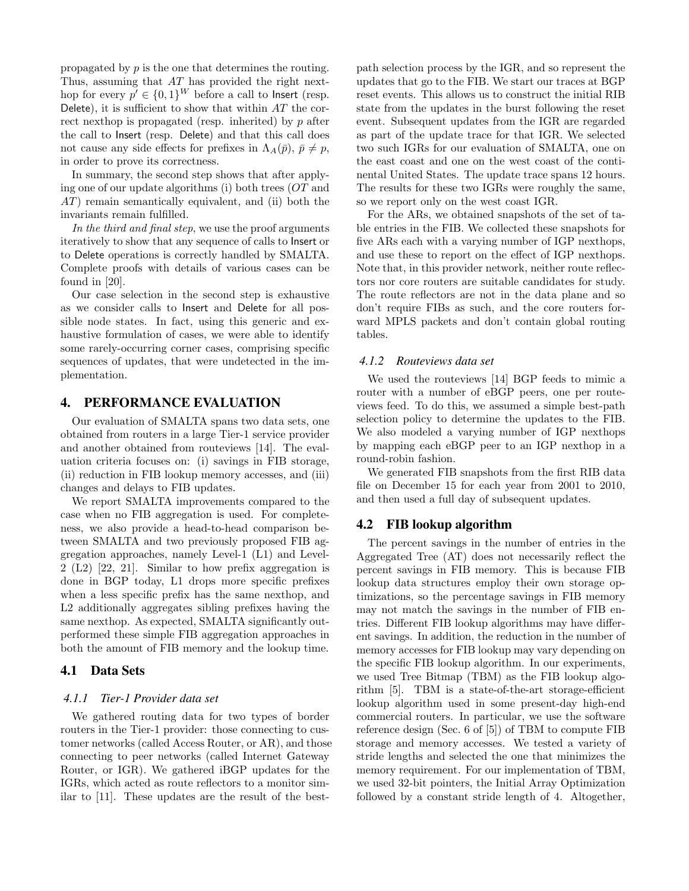propagated by $p$ is the one that determines the routing. Thus, assuming that $AT$ has provided the right nexthop for every $p' \in \{0,1\}^W$ before a call to Insert (resp. Delete), it is sufficient to show that within $AT$ the correct nexthop is propagated (resp. inherited) by $p$ after the call to Insert (resp. Delete) and that this call does not cause any side effects for prefixes in $\Lambda_A(\bar{p})$, $\bar{p} \neq p$, in order to prove its correctness.

In summary, the second step shows that after applying one of our update algorithms (i) both trees ($OT$ and $AT$) remain semantically equivalent, and (ii) both the invariants remain fulfilled.

*In the third and final step*, we use the proof arguments iteratively to show that any sequence of calls to Insert or to Delete operations is correctly handled by SMALTA. Complete proofs with details of various cases can be found in [20].

Our case selection in the second step is exhaustive as we consider calls to Insert and Delete for all possible node states. In fact, using this generic and exhaustive formulation of cases, we were able to identify some rarely-occurring corner cases, comprising specific sequences of updates, that were undetected in the implementation.

## 4. PERFORMANCE EVALUATION

Our evaluation of SMALTA spans two data sets, one obtained from routers in a large Tier-1 service provider and another obtained from routeviews [14]. The evaluation criteria focuses on: (i) savings in FIB storage, (ii) reduction in FIB lookup memory accesses, and (iii) changes and delays to FIB updates.

We report SMALTA improvements compared to the case when no FIB aggregation is used. For completeness, we also provide a head-to-head comparison between SMALTA and two previously proposed FIB aggregation approaches, namely Level-1 (L1) and Level-2 (L2) [22, 21]. Similar to how prefix aggregation is done in BGP today, L1 drops more specific prefixes when a less specific prefix has the same nexthop, and L2 additionally aggregates sibling prefixes having the same nexthop. As expected, SMALTA significantly outperformed these simple FIB aggregation approaches in both the amount of FIB memory and the lookup time.

### 4.1 Data Sets

#### *4.1.1 Tier-1 Provider data set*

We gathered routing data for two types of border routers in the Tier-1 provider: those connecting to customer networks (called Access Router, or AR), and those connecting to peer networks (called Internet Gateway Router, or IGR). We gathered iBGP updates for the IGRs, which acted as route reflectors to a monitor similar to [11]. These updates are the result of the best-path selection process by the IGR, and so represent the updates that go to the FIB. We start our traces at BGP reset events. This allows us to construct the initial RIB state from the updates in the burst following the reset event. Subsequent updates from the IGR are regarded as part of the update trace for that IGR. We selected two such IGRs for our evaluation of SMALTA, one on the east coast and one on the west coast of the continental United States. The update trace spans 12 hours. The results for these two IGRs were roughly the same, so we report only on the west coast IGR.

For the ARs, we obtained snapshots of the set of table entries in the FIB. We collected these snapshots for five ARs each with a varying number of IGP nexthops, and use these to report on the effect of IGP nexthops. Note that, in this provider network, neither route reflectors nor core routers are suitable candidates for study. The route reflectors are not in the data plane and so don't require FIBs as such, and the core routers forward MPLS packets and don't contain global routing tables.

#### *4.1.2 Routeviews data set*

We used the routeviews [14] BGP feeds to mimic a router with a number of eBGP peers, one per routeviews feed. To do this, we assumed a simple best-path selection policy to determine the updates to the FIB. We also modeled a varying number of IGP nexthops by mapping each eBGP peer to an IGP nexthop in a round-robin fashion.

We generated FIB snapshots from the first RIB data file on December 15 for each year from 2001 to 2010, and then used a full day of subsequent updates.

### 4.2 FIB lookup algorithm

The percent savings in the number of entries in the Aggregated Tree (AT) does not necessarily reflect the percent savings in FIB memory. This is because FIB lookup data structures employ their own storage optimizations, so the percentage savings in FIB memory may not match the savings in the number of FIB entries. Different FIB lookup algorithms may have different savings. In addition, the reduction in the number of memory accesses for FIB lookup may vary depending on the specific FIB lookup algorithm. In our experiments, we used Tree Bitmap (TBM) as the FIB lookup algorithm [5]. TBM is a state-of-the-art storage-efficient lookup algorithm used in some present-day high-end commercial routers. In particular, we use the software reference design (Sec. 6 of [5]) of TBM to compute FIB storage and memory accesses. We tested a variety of stride lengths and selected the one that minimizes the memory requirement. For our implementation of TBM, we used 32-bit pointers, the Initial Array Optimization followed by a constant stride length of 4. Altogether,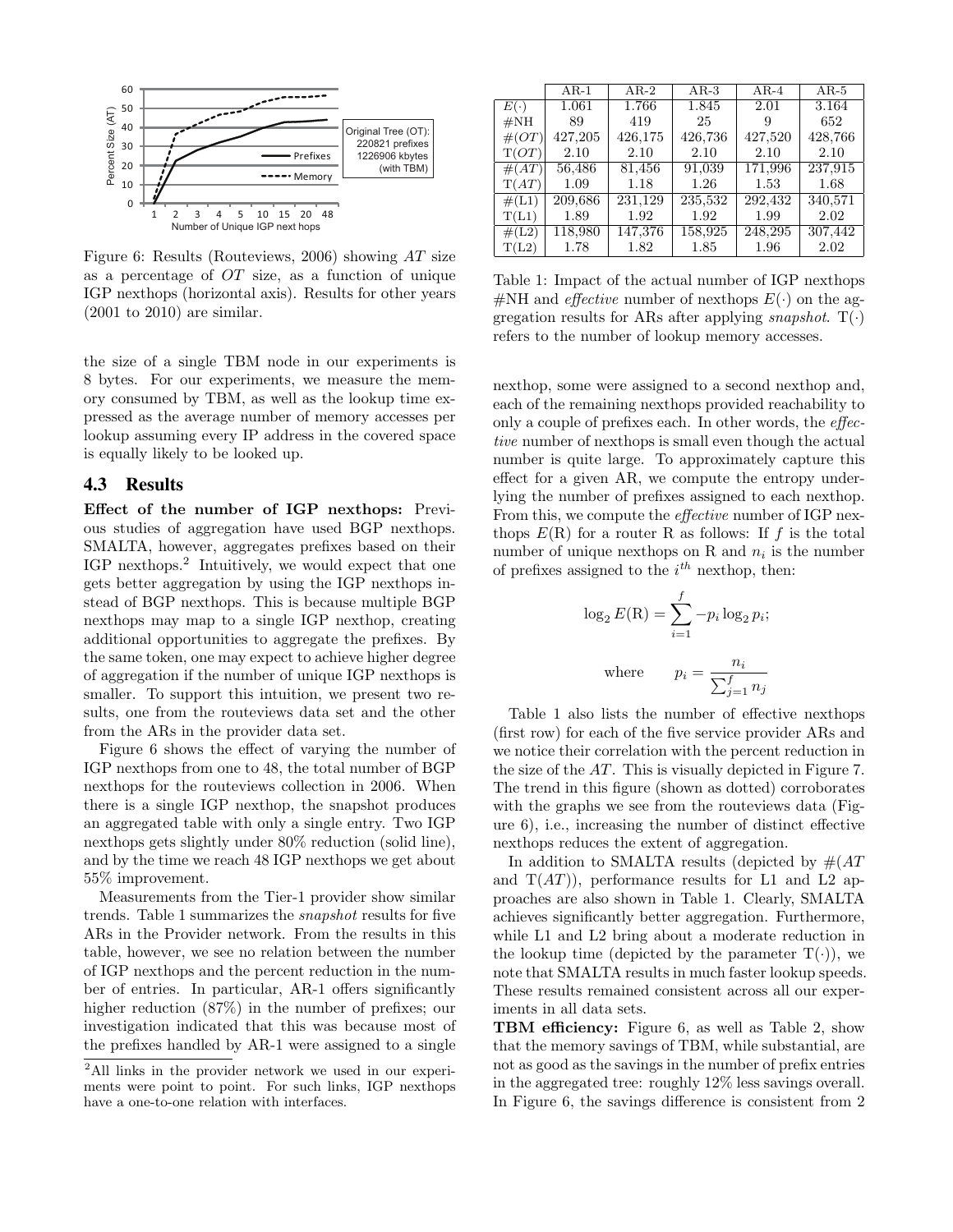Figure 6: Results (Routeviews, 2006) showing $AT$ size as a percentage of $OT$ size, as a function of unique IGP nexthops (horizontal axis). Results for other years (2001 to 2010) are similar.

the size of a single TBM node in our experiments is 8 bytes. For our experiments, we measure the memory consumed by TBM, as well as the lookup time expressed as the average number of memory accesses per lookup assuming every IP address in the covered space is equally likely to be looked up.

### 4.3 Results

**Effect of the number of IGP nexthops:** Previous studies of aggregation have used BGP nexthops. SMALTA, however, aggregates prefixes based on their IGP nexthops.[2] Intuitively, we would expect that one gets better aggregation by using the IGP nexthops instead of BGP nexthops. This is because multiple BGP nexthops may map to a single IGP nexthop, creating additional opportunities to aggregate the prefixes. By the same token, one may expect to achieve higher degree of aggregation if the number of unique IGP nexthops is smaller. To support this intuition, we present two results, one from the routeviews data set and the other from the ARs in the provider data set.

Figure 6 shows the effect of varying the number of IGP nexthops from one to 48, the total number of BGP nexthops for the routeviews collection in 2006. When there is a single IGP nexthop, the snapshot produces an aggregated table with only a single entry. Two IGP nexthops gets slightly under 80% reduction (solid line), and by the time we reach 48 IGP nexthops we get about 55% improvement.

Measurements from the Tier-1 provider show similar trends. Table 1 summarizes the *snapshot* results for five ARs in the Provider network. From the results in this table, however, we see no relation between the number of IGP nexthops and the percent reduction in the number of entries. In particular, AR-1 offers significantly higher reduction (87%) in the number of prefixes; our investigation indicated that this was because most of the prefixes handled by AR-1 were assigned to a single nexthop, some were assigned to a second nexthop and, each of the remaining nexthops provided reachability to only a couple of prefixes each. In other words, the *effective* number of nexthops is small even though the actual number is quite large. To approximately capture this effect for a given AR, we compute the entropy underlying the number of prefixes assigned to each nexthop. From this, we compute the *effective* number of IGP nexthops $E(\mathrm{R})$ for a router R as follows: If $f$ is the total number of unique nexthops on R and $n_i$ is the number of prefixes assigned to the $i^{th}$ nexthop, then:

$$\log_2 E(\mathrm{R}) = \sum_{i=1}^{f} -p_i \log_2 p_i;$$

$$\text{where} \qquad p_i = \frac{n_i}{\sum_{j=1}^{f} n_j}$$

| | AR-1 | AR-2 | AR-3 | AR-4 | AR-5 |
|---|---|---|---|---|---|
| $E(\cdot)$ | 1.061 | 1.766 | 1.845 | 2.01 | 3.164 |
| #NH | 89 | 419 | 25 | 9 | 652 |
| $\#(OT)$ | 427,205 | 426,175 | 426,736 | 427,520 | 428,766 |
| $\mathrm{T}(OT)$ | 2.10 | 2.10 | 2.10 | 2.10 | 2.10 |
| $\#(AT)$ | 56,486 | 81,456 | 91,039 | 171,996 | 237,915 |
| $\mathrm{T}(AT)$ | 1.09 | 1.18 | 1.26 | 1.53 | 1.68 |
| #(L1) | 209,686 | 231,129 | 235,532 | 292,432 | 340,571 |
| T(L1) | 1.89 | 1.92 | 1.92 | 1.99 | 2.02 |
| #(L2) | 118,980 | 147,376 | 158,925 | 248,295 | 307,442 |
| T(L2) | 1.78 | 1.82 | 1.85 | 1.96 | 2.02 |

Table 1: Impact of the actual number of IGP nexthops #NH and *effective* number of nexthops $E(\cdot)$ on the aggregation results for ARs after applying *snapshot*. $\mathrm{T}(\cdot)$ refers to the number of lookup memory accesses.

Table 1 also lists the number of effective nexthops (first row) for each of the five service provider ARs and we notice their correlation with the percent reduction in the size of the $AT$. This is visually depicted in Figure 7. The trend in this figure (shown as dotted) corroborates with the graphs we see from the routeviews data (Figure 6), i.e., increasing the number of distinct effective nexthops reduces the extent of aggregation.

In addition to SMALTA results (depicted by $\#(AT$ and $\mathrm{T}(AT))$, performance results for L1 and L2 approaches are also shown in Table 1. Clearly, SMALTA achieves significantly better aggregation. Furthermore, while L1 and L2 bring about a moderate reduction in the lookup time (depicted by the parameter $\mathrm{T}(\cdot)$), we note that SMALTA results in much faster lookup speeds. These results remained consistent across all our experiments in all data sets.

**TBM efficiency:** Figure 6, as well as Table 2, show that the memory savings of TBM, while substantial, are not as good as the savings in the number of prefix entries in the aggregated tree: roughly 12% less savings overall. In Figure 6, the savings difference is consistent from 2

[2] All links in the provider network we used in our experiments were point to point. For such links, IGP nexthops have a one-to-one relation with interfaces.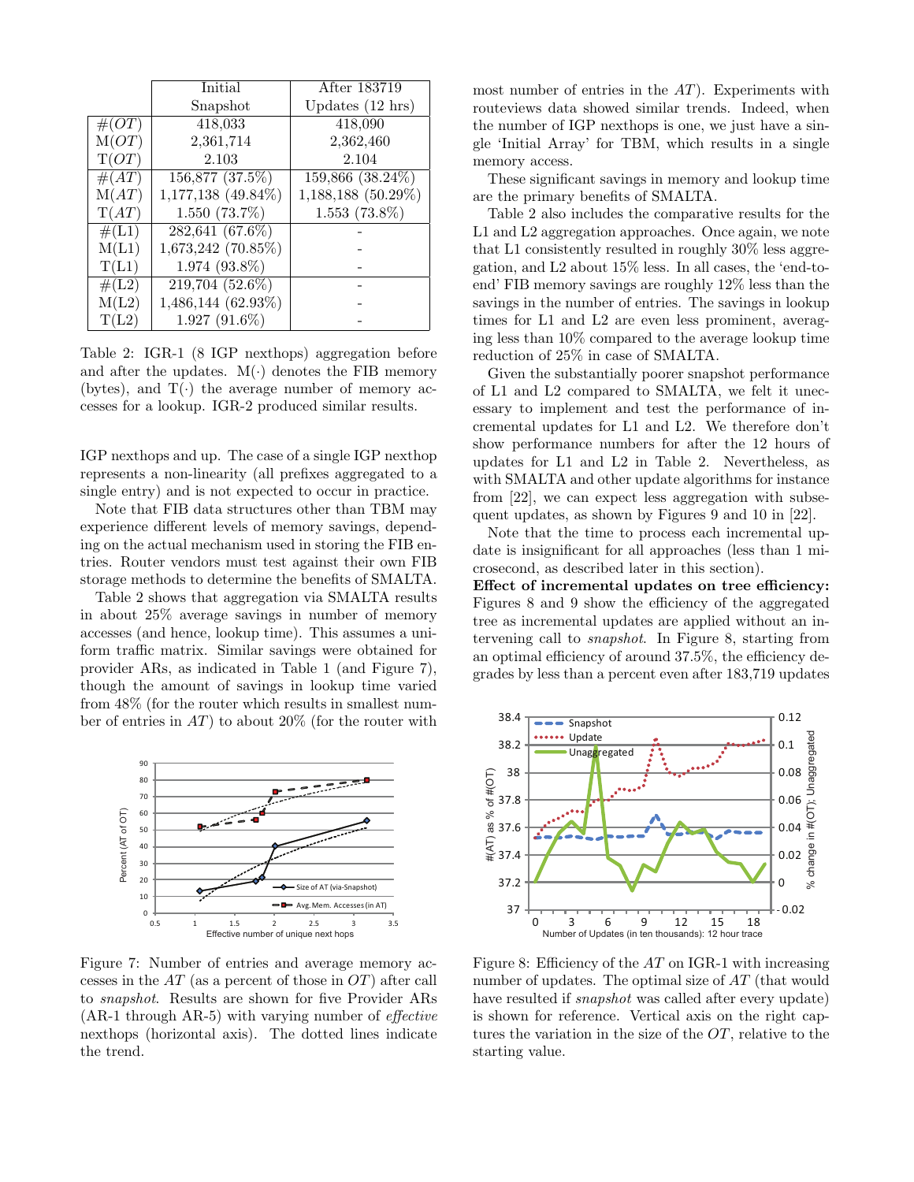|  | Initial Snapshot | After 183719 Updates (12 hrs) |
|---|---|---|
| $\#(OT)$ | 418,033 | 418,090 |
| $\mathrm{M}(OT)$ | 2,361,714 | 2,362,460 |
| $\mathrm{T}(OT)$ | 2.103 | 2.104 |
| $\#(AT)$ | 156,877 (37.5%) | 159,866 (38.24%) |
| $\mathrm{M}(AT)$ | 1,177,138 (49.84%) | 1,188,188 (50.29%) |
| $\mathrm{T}(AT)$ | 1.550 (73.7%) | 1.553 (73.8%) |
| #(L1) | 282,641 (67.6%) | - |
| M(L1) | 1,673,242 (70.85%) | - |
| T(L1) | 1.974 (93.8%) | - |
| #(L2) | 219,704 (52.6%) | - |
| M(L2) | 1,486,144 (62.93%) | - |
| T(L2) | 1.927 (91.6%) | - |

Table 2: IGR-1 (8 IGP nexthops) aggregation before and after the updates. M(·) denotes the FIB memory (bytes), and T(·) the average number of memory accesses for a lookup. IGR-2 produced similar results.

IGP nexthops and up. The case of a single IGP nexthop represents a non-linearity (all prefixes aggregated to a single entry) and is not expected to occur in practice.

Note that FIB data structures other than TBM may experience different levels of memory savings, depending on the actual mechanism used in storing the FIB entries. Router vendors must test against their own FIB storage methods to determine the benefits of SMALTA.

Table 2 shows that aggregation via SMALTA results in about 25% average savings in number of memory accesses (and hence, lookup time). This assumes a uniform traffic matrix. Similar savings were obtained for provider ARs, as indicated in Table 1 (and Figure 7), though the amount of savings in lookup time varied from 48% (for the router which results in smallest number of entries in $AT$) to about 20% (for the router with most number of entries in the $AT$). Experiments with routeviews data showed similar trends. Indeed, when the number of IGP nexthops is one, we just have a single 'Initial Array' for TBM, which results in a single memory access.

These significant savings in memory and lookup time are the primary benefits of SMALTA.

Table 2 also includes the comparative results for the L1 and L2 aggregation approaches. Once again, we note that L1 consistently resulted in roughly 30% less aggregation, and L2 about 15% less. In all cases, the 'end-to-end' FIB memory savings are roughly 12% less than the savings in the number of entries. The savings in lookup times for L1 and L2 are even less prominent, averaging less than 10% compared to the average lookup time reduction of 25% in case of SMALTA.

Given the substantially poorer snapshot performance of L1 and L2 compared to SMALTA, we felt it unecessary to implement and test the performance of incremental updates for L1 and L2. We therefore don't show performance numbers for after the 12 hours of updates for L1 and L2 in Table 2. Nevertheless, as with SMALTA and other update algorithms for instance from [22], we can expect less aggregation with subsequent updates, as shown by Figures 9 and 10 in [22].

Note that the time to process each incremental update is insignificant for all approaches (less than 1 microsecond, as described later in this section).

**Effect of incremental updates on tree efficiency:** Figures 8 and 9 show the efficiency of the aggregated tree as incremental updates are applied without an intervening call to *snapshot*. In Figure 8, starting from an optimal efficiency of around 37.5%, the efficiency degrades by less than a percent even after 183,719 updates

Figure 7: Number of entries and average memory accesses in the $AT$ (as a percent of those in $OT$) after call to *snapshot*. Results are shown for five Provider ARs (AR-1 through AR-5) with varying number of *effective* nexthops (horizontal axis). The dotted lines indicate the trend.

Figure 8: Efficiency of the $AT$ on IGR-1 with increasing number of updates. The optimal size of $AT$ (that would have resulted if *snapshot* was called after every update) is shown for reference. Vertical axis on the right captures the variation in the size of the $OT$, relative to the starting value.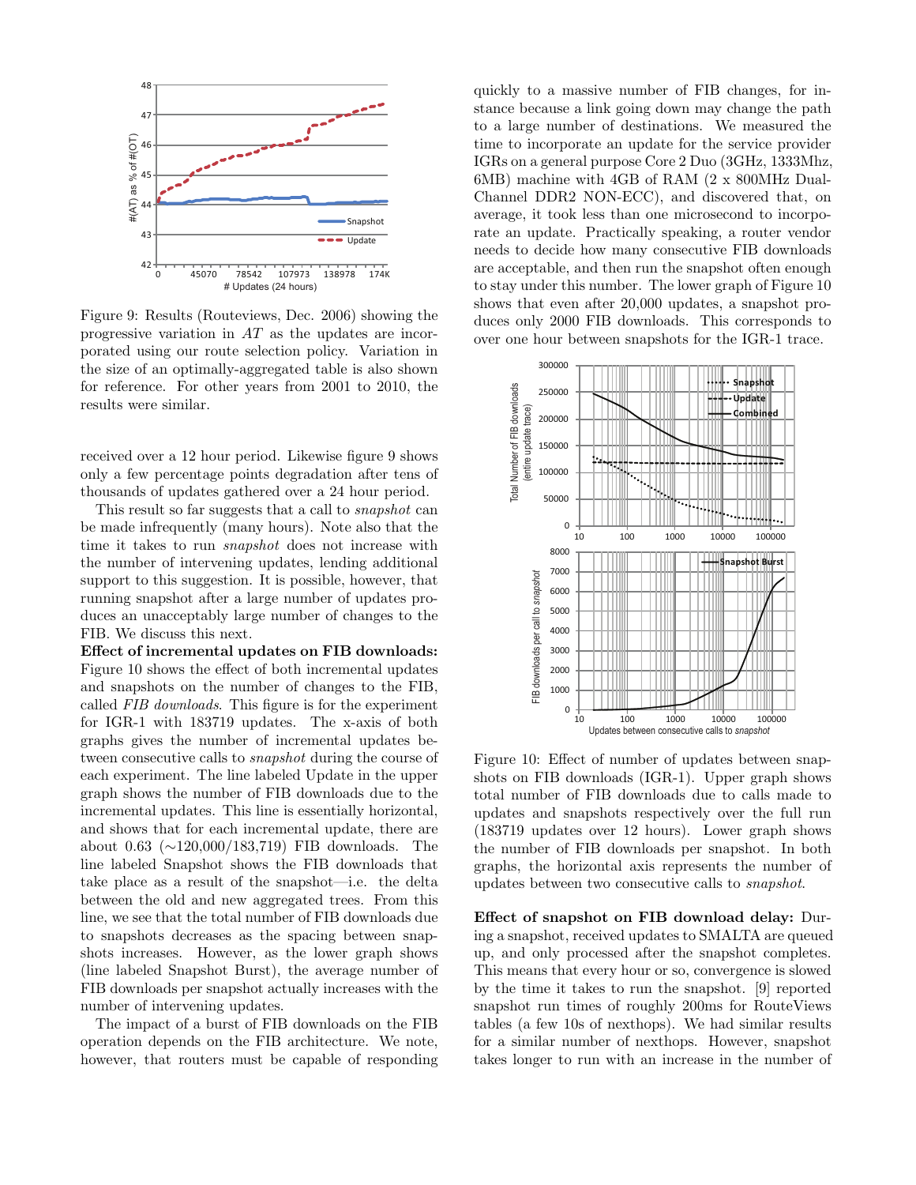Figure 9: Results (Routeviews, Dec. 2006) showing the progressive variation in $AT$ as the updates are incorporated using our route selection policy. Variation in the size of an optimally-aggregated table is also shown for reference. For other years from 2001 to 2010, the results were similar.

received over a 12 hour period. Likewise figure 9 shows only a few percentage points degradation after tens of thousands of updates gathered over a 24 hour period.

This result so far suggests that a call to *snapshot* can be made infrequently (many hours). Note also that the time it takes to run *snapshot* does not increase with the number of intervening updates, lending additional support to this suggestion. It is possible, however, that running snapshot after a large number of updates produces an unacceptably large number of changes to the FIB. We discuss this next.

**Effect of incremental updates on FIB downloads:** Figure 10 shows the effect of both incremental updates and snapshots on the number of changes to the FIB, called *FIB downloads*. This figure is for the experiment for IGR-1 with 183719 updates. The x-axis of both graphs gives the number of incremental updates between consecutive calls to *snapshot* during the course of each experiment. The line labeled Update in the upper graph shows the number of FIB downloads due to the incremental updates. This line is essentially horizontal, and shows that for each incremental update, there are about 0.63 (∼120,000/183,719) FIB downloads. The line labeled Snapshot shows the FIB downloads that take place as a result of the snapshot—i.e. the delta between the old and new aggregated trees. From this line, we see that the total number of FIB downloads due to snapshots decreases as the spacing between snapshots increases. However, as the lower graph shows (line labeled Snapshot Burst), the average number of FIB downloads per snapshot actually increases with the number of intervening updates.

The impact of a burst of FIB downloads on the FIB operation depends on the FIB architecture. We note, however, that routers must be capable of responding quickly to a massive number of FIB changes, for instance because a link going down may change the path to a large number of destinations. We measured the time to incorporate an update for the service provider IGRs on a general purpose Core 2 Duo (3GHz, 1333Mhz, 6MB) machine with 4GB of RAM (2 x 800MHz Dual-Channel DDR2 NON-ECC), and discovered that, on average, it took less than one microsecond to incorporate an update. Practically speaking, a router vendor needs to decide how many consecutive FIB downloads are acceptable, and then run the snapshot often enough to stay under this number. The lower graph of Figure 10 shows that even after 20,000 updates, a snapshot produces only 2000 FIB downloads. This corresponds to over one hour between snapshots for the IGR-1 trace.

Figure 10: Effect of number of updates between snapshots on FIB downloads (IGR-1). Upper graph shows total number of FIB downloads due to calls made to updates and snapshots respectively over the full run (183719 updates over 12 hours). Lower graph shows the number of FIB downloads per snapshot. In both graphs, the horizontal axis represents the number of updates between two consecutive calls to *snapshot*.

**Effect of snapshot on FIB download delay:** During a snapshot, received updates to SMALTA are queued up, and only processed after the snapshot completes. This means that every hour or so, convergence is slowed by the time it takes to run the snapshot. [9] reported snapshot run times of roughly 200ms for RouteViews tables (a few 10s of nexthops). We had similar results for a similar number of nexthops. However, snapshot takes longer to run with an increase in the number of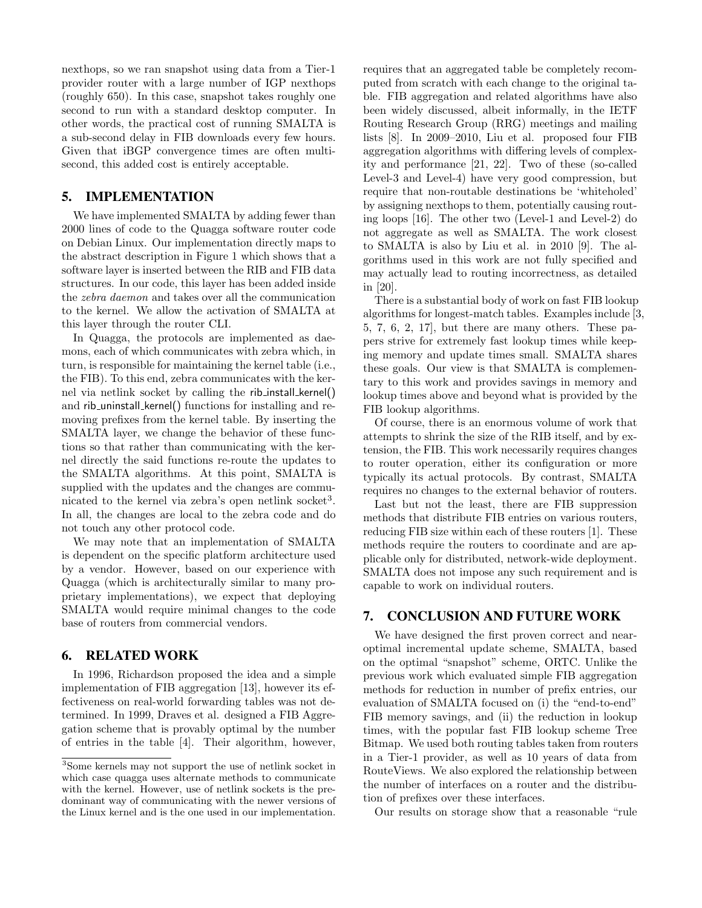nexthops, so we ran snapshot using data from a Tier-1 provider router with a large number of IGP nexthops (roughly 650). In this case, snapshot takes roughly one second to run with a standard desktop computer. In other words, the practical cost of running SMALTA is a sub-second delay in FIB downloads every few hours. Given that iBGP convergence times are often multi-second, this added cost is entirely acceptable.

## 5. IMPLEMENTATION

We have implemented SMALTA by adding fewer than 2000 lines of code to the Quagga software router code on Debian Linux. Our implementation directly maps to the abstract description in Figure 1 which shows that a software layer is inserted between the RIB and FIB data structures. In our code, this layer has been added inside the *zebra daemon* and takes over all the communication to the kernel. We allow the activation of SMALTA at this layer through the router CLI.

In Quagga, the protocols are implemented as daemons, each of which communicates with zebra which, in turn, is responsible for maintaining the kernel table (i.e., the FIB). To this end, zebra communicates with the kernel via netlink socket by calling the rib_install_kernel() and rib_uninstall_kernel() functions for installing and removing prefixes from the kernel table. By inserting the SMALTA layer, we change the behavior of these functions so that rather than communicating with the kernel directly the said functions re-route the updates to the SMALTA algorithms. At this point, SMALTA is supplied with the updates and the changes are communicated to the kernel via zebra's open netlink socket[3]. In all, the changes are local to the zebra code and do not touch any other protocol code.

We may note that an implementation of SMALTA is dependent on the specific platform architecture used by a vendor. However, based on our experience with Quagga (which is architecturally similar to many proprietary implementations), we expect that deploying SMALTA would require minimal changes to the code base of routers from commercial vendors.

## 6. RELATED WORK

In 1996, Richardson proposed the idea and a simple implementation of FIB aggregation [13], however its effectiveness on real-world forwarding tables was not determined. In 1999, Draves et al. designed a FIB Aggregation scheme that is provably optimal by the number of entries in the table [4]. Their algorithm, however, requires that an aggregated table be completely recomputed from scratch with each change to the original table. FIB aggregation and related algorithms have also been widely discussed, albeit informally, in the IETF Routing Research Group (RRG) meetings and mailing lists [8]. In 2009–2010, Liu et al. proposed four FIB aggregation algorithms with differing levels of complexity and performance [21, 22]. Two of these (so-called Level-3 and Level-4) have very good compression, but require that non-routable destinations be 'whiteholed' by assigning nexthops to them, potentially causing routing loops [16]. The other two (Level-1 and Level-2) do not aggregate as well as SMALTA. The work closest to SMALTA is also by Liu et al. in 2010 [9]. The algorithms used in this work are not fully specified and may actually lead to routing incorrectness, as detailed in [20].

There is a substantial body of work on fast FIB lookup algorithms for longest-match tables. Examples include [3, 5, 7, 6, 2, 17], but there are many others. These papers strive for extremely fast lookup times while keeping memory and update times small. SMALTA shares these goals. Our view is that SMALTA is complementary to this work and provides savings in memory and lookup times above and beyond what is provided by the FIB lookup algorithms.

Of course, there is an enormous volume of work that attempts to shrink the size of the RIB itself, and by extension, the FIB. This work necessarily requires changes to router operation, either its configuration or more typically its actual protocols. By contrast, SMALTA requires no changes to the external behavior of routers.

Last but not the least, there are FIB suppression methods that distribute FIB entries on various routers, reducing FIB size within each of these routers [1]. These methods require the routers to coordinate and are applicable only for distributed, network-wide deployment. SMALTA does not impose any such requirement and is capable to work on individual routers.

## 7. CONCLUSION AND FUTURE WORK

We have designed the first proven correct and near-optimal incremental update scheme, SMALTA, based on the optimal "snapshot" scheme, ORTC. Unlike the previous work which evaluated simple FIB aggregation methods for reduction in number of prefix entries, our evaluation of SMALTA focused on (i) the "end-to-end" FIB memory savings, and (ii) the reduction in lookup times, with the popular fast FIB lookup scheme Tree Bitmap. We used both routing tables taken from routers in a Tier-1 provider, as well as 10 years of data from RouteViews. We also explored the relationship between the number of interfaces on a router and the distribution of prefixes over these interfaces.

Our results on storage show that a reasonable "rule

[3]Some kernels may not support the use of netlink socket in which case quagga uses alternate methods to communicate with the kernel. However, use of netlink sockets is the predominant way of communicating with the newer versions of the Linux kernel and is the one used in our implementation.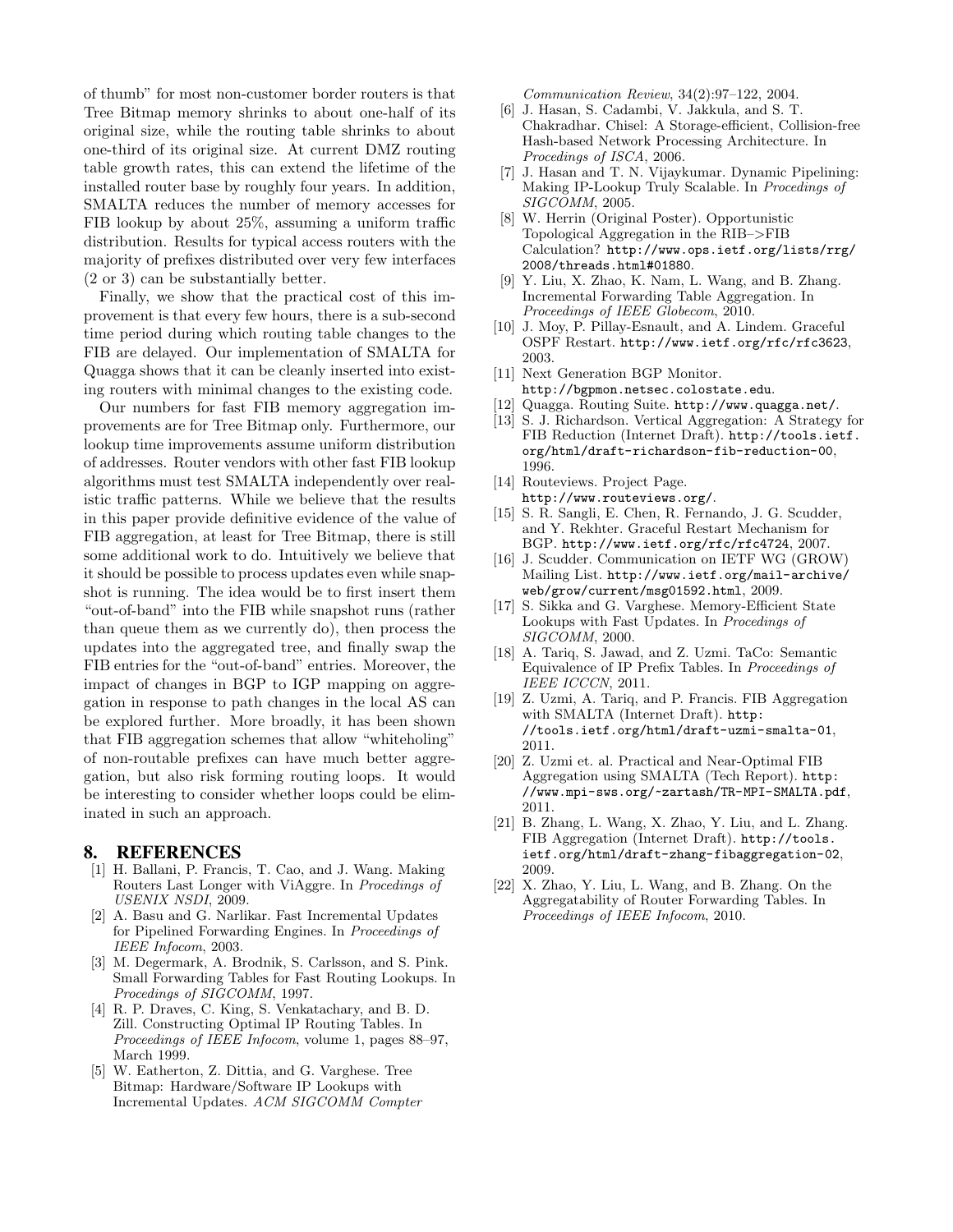of thumb" for most non-customer border routers is that Tree Bitmap memory shrinks to about one-half of its original size, while the routing table shrinks to about one-third of its original size. At current DMZ routing table growth rates, this can extend the lifetime of the installed router base by roughly four years. In addition, SMALTA reduces the number of memory accesses for FIB lookup by about 25%, assuming a uniform traffic distribution. Results for typical access routers with the majority of prefixes distributed over very few interfaces (2 or 3) can be substantially better.

Finally, we show that the practical cost of this improvement is that every few hours, there is a sub-second time period during which routing table changes to the FIB are delayed. Our implementation of SMALTA for Quagga shows that it can be cleanly inserted into existing routers with minimal changes to the existing code.

Our numbers for fast FIB memory aggregation improvements are for Tree Bitmap only. Furthermore, our lookup time improvements assume uniform distribution of addresses. Router vendors with other fast FIB lookup algorithms must test SMALTA independently over realistic traffic patterns. While we believe that the results in this paper provide definitive evidence of the value of FIB aggregation, at least for Tree Bitmap, there is still some additional work to do. Intuitively we believe that it should be possible to process updates even while snapshot is running. The idea would be to first insert them "out-of-band" into the FIB while snapshot runs (rather than queue them as we currently do), then process the updates into the aggregated tree, and finally swap the FIB entries for the "out-of-band" entries. Moreover, the impact of changes in BGP to IGP mapping on aggregation in response to path changes in the local AS can be explored further. More broadly, it has been shown that FIB aggregation schemes that allow "whiteholing" of non-routable prefixes can have much better aggregation, but also risk forming routing loops. It would be interesting to consider whether loops could be eliminated in such an approach.

## 8. REFERENCES

[1] H. Ballani, P. Francis, T. Cao, and J. Wang. Making Routers Last Longer with ViAggre. In *Procedings of USENIX NSDI*, 2009.

[2] A. Basu and G. Narlikar. Fast Incremental Updates for Pipelined Forwarding Engines. In *Proceedings of IEEE Infocom*, 2003.

[3] M. Degermark, A. Brodnik, S. Carlsson, and S. Pink. Small Forwarding Tables for Fast Routing Lookups. In *Procedings of SIGCOMM*, 1997.

[4] R. P. Draves, C. King, S. Venkatachary, and B. D. Zill. Constructing Optimal IP Routing Tables. In *Proceedings of IEEE Infocom*, volume 1, pages 88–97, March 1999.

[5] W. Eatherton, Z. Dittia, and G. Varghese. Tree Bitmap: Hardware/Software IP Lookups with Incremental Updates. *ACM SIGCOMM Compter Communication Review*, 34(2):97–122, 2004.

[6] J. Hasan, S. Cadambi, V. Jakkula, and S. T. Chakradhar. Chisel: A Storage-efficient, Collision-free Hash-based Network Processing Architecture. In *Procedings of ISCA*, 2006.

[7] J. Hasan and T. N. Vijaykumar. Dynamic Pipelining: Making IP-Lookup Truly Scalable. In *Procedings of SIGCOMM*, 2005.

[8] W. Herrin (Original Poster). Opportunistic Topological Aggregation in the RIB–>FIB Calculation? http://www.ops.ietf.org/lists/rrg/2008/threads.html#01880.

[9] Y. Liu, X. Zhao, K. Nam, L. Wang, and B. Zhang. Incremental Forwarding Table Aggregation. In *Proceedings of IEEE Globecom*, 2010.

[10] J. Moy, P. Pillay-Esnault, and A. Lindem. Graceful OSPF Restart. http://www.ietf.org/rfc/rfc3623, 2003.

[11] Next Generation BGP Monitor. http://bgpmon.netsec.colostate.edu.

[12] Quagga. Routing Suite. http://www.quagga.net/.

[13] S. J. Richardson. Vertical Aggregation: A Strategy for FIB Reduction (Internet Draft). http://tools.ietf.org/html/draft-richardson-fib-reduction-00, 1996.

[14] Routeviews. Project Page. http://www.routeviews.org/.

[15] S. R. Sangli, E. Chen, R. Fernando, J. G. Scudder, and Y. Rekhter. Graceful Restart Mechanism for BGP. http://www.ietf.org/rfc/rfc4724, 2007.

[16] J. Scudder. Communication on IETF WG (GROW) Mailing List. http://www.ietf.org/mail-archive/web/grow/current/msg01592.html, 2009.

[17] S. Sikka and G. Varghese. Memory-Efficient State Lookups with Fast Updates. In *Procedings of SIGCOMM*, 2000.

[18] A. Tariq, S. Jawad, and Z. Uzmi. TaCo: Semantic Equivalence of IP Prefix Tables. In *Proceedings of IEEE ICCCN*, 2011.

[19] Z. Uzmi, A. Tariq, and P. Francis. FIB Aggregation with SMALTA (Internet Draft). http://tools.ietf.org/html/draft-uzmi-smalta-01, 2011.

[20] Z. Uzmi et. al. Practical and Near-Optimal FIB Aggregation using SMALTA (Tech Report). http://www.mpi-sws.org/~zartash/TR-MPI-SMALTA.pdf, 2011.

[21] B. Zhang, L. Wang, X. Zhao, Y. Liu, and L. Zhang. FIB Aggregation (Internet Draft). http://tools.ietf.org/html/draft-zhang-fibaggregation-02, 2009.

[22] X. Zhao, Y. Liu, L. Wang, and B. Zhang. On the Aggregatability of Router Forwarding Tables. In *Proceedings of IEEE Infocom*, 2010.